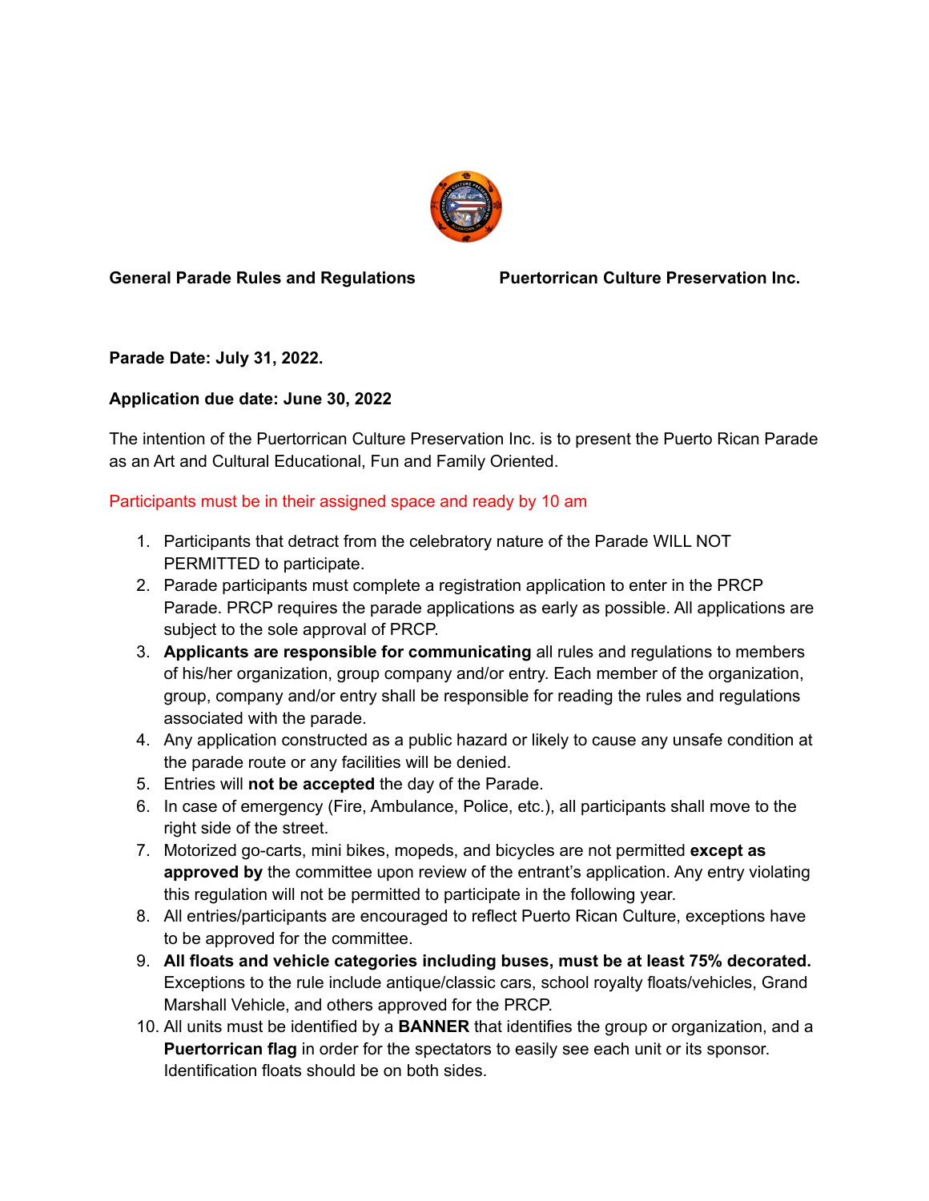**General Parade Rules and Regulations** **Puertorrican Culture Preservation Inc.**

**Parade Date: July 31, 2022.**

**Application due date: June 30, 2022**

The intention of the Puertorrican Culture Preservation Inc. is to present the Puerto Rican Parade as an Art and Cultural Educational, Fun and Family Oriented.

Participants must be in their assigned space and ready by 10 am

1. Participants that detract from the celebratory nature of the Parade WILL NOT PERMITTED to participate.
2. Parade participants must complete a registration application to enter in the PRCP Parade. PRCP requires the parade applications as early as possible. All applications are subject to the sole approval of PRCP.
3. **Applicants are responsible for communicating** all rules and regulations to members of his/her organization, group company and/or entry. Each member of the organization, group, company and/or entry shall be responsible for reading the rules and regulations associated with the parade.
4. Any application constructed as a public hazard or likely to cause any unsafe condition at the parade route or any facilities will be denied.
5. Entries will **not be accepted** the day of the Parade.
6. In case of emergency (Fire, Ambulance, Police, etc.), all participants shall move to the right side of the street.
7. Motorized go-carts, mini bikes, mopeds, and bicycles are not permitted **except as approved by** the committee upon review of the entrant's application. Any entry violating this regulation will not be permitted to participate in the following year.
8. All entries/participants are encouraged to reflect Puerto Rican Culture, exceptions have to be approved for the committee.
9. **All floats and vehicle categories including buses, must be at least 75% decorated.** Exceptions to the rule include antique/classic cars, school royalty floats/vehicles, Grand Marshall Vehicle, and others approved for the PRCP.
10. All units must be identified by a **BANNER** that identifies the group or organization, and a **Puertorrican flag** in order for the spectators to easily see each unit or its sponsor. Identification floats should be on both sides.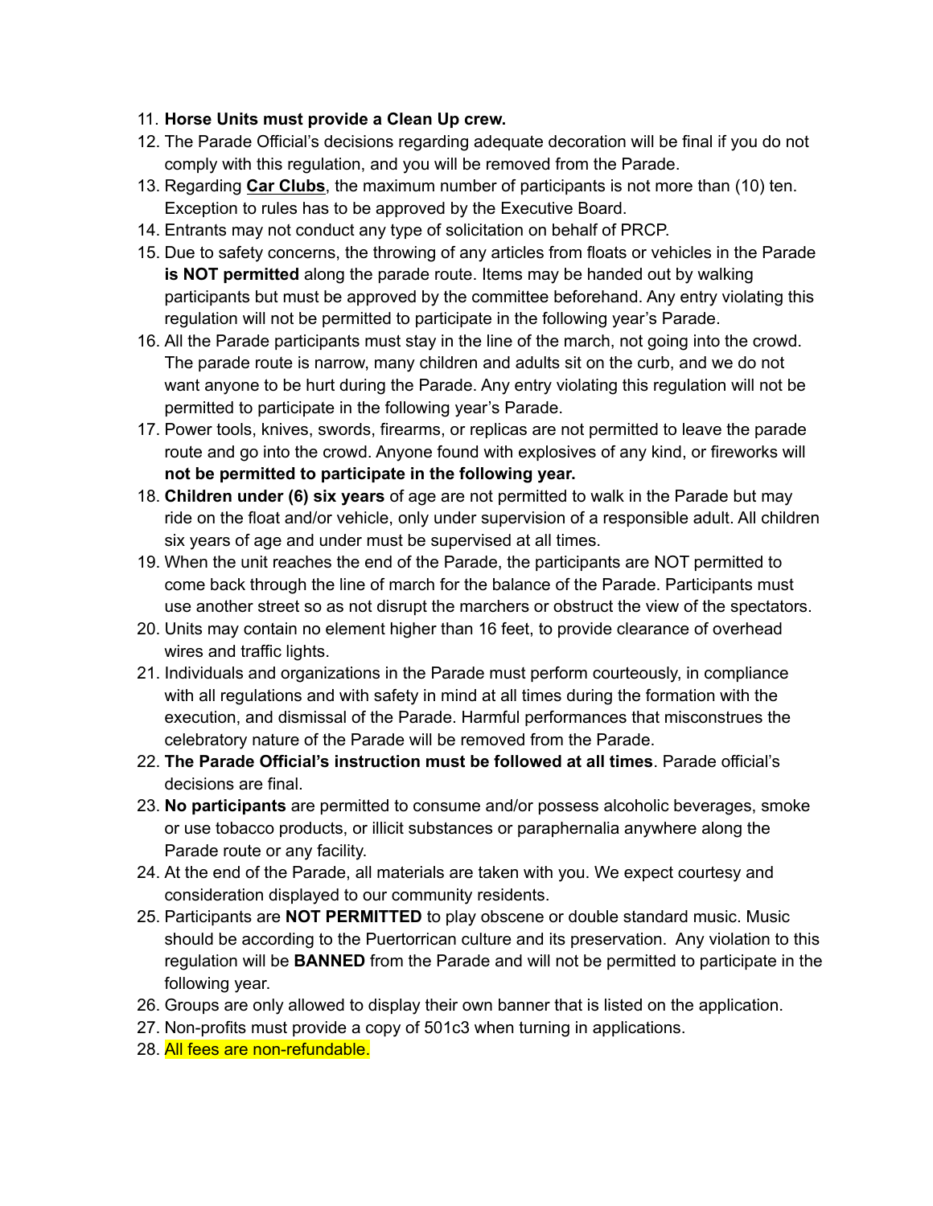11. **Horse Units must provide a Clean Up crew.**
12. The Parade Official's decisions regarding adequate decoration will be final if you do not comply with this regulation, and you will be removed from the Parade.
13. Regarding **Car Clubs**, the maximum number of participants is not more than (10) ten. Exception to rules has to be approved by the Executive Board.
14. Entrants may not conduct any type of solicitation on behalf of PRCP.
15. Due to safety concerns, the throwing of any articles from floats or vehicles in the Parade **is NOT permitted** along the parade route. Items may be handed out by walking participants but must be approved by the committee beforehand. Any entry violating this regulation will not be permitted to participate in the following year's Parade.
16. All the Parade participants must stay in the line of the march, not going into the crowd. The parade route is narrow, many children and adults sit on the curb, and we do not want anyone to be hurt during the Parade. Any entry violating this regulation will not be permitted to participate in the following year's Parade.
17. Power tools, knives, swords, firearms, or replicas are not permitted to leave the parade route and go into the crowd. Anyone found with explosives of any kind, or fireworks will **not be permitted to participate in the following year.**
18. **Children under (6) six years** of age are not permitted to walk in the Parade but may ride on the float and/or vehicle, only under supervision of a responsible adult. All children six years of age and under must be supervised at all times.
19. When the unit reaches the end of the Parade, the participants are NOT permitted to come back through the line of march for the balance of the Parade. Participants must use another street so as not disrupt the marchers or obstruct the view of the spectators.
20. Units may contain no element higher than 16 feet, to provide clearance of overhead wires and traffic lights.
21. Individuals and organizations in the Parade must perform courteously, in compliance with all regulations and with safety in mind at all times during the formation with the execution, and dismissal of the Parade. Harmful performances that misconstrues the celebratory nature of the Parade will be removed from the Parade.
22. **The Parade Official's instruction must be followed at all times**. Parade official's decisions are final.
23. **No participants** are permitted to consume and/or possess alcoholic beverages, smoke or use tobacco products, or illicit substances or paraphernalia anywhere along the Parade route or any facility.
24. At the end of the Parade, all materials are taken with you. We expect courtesy and consideration displayed to our community residents.
25. Participants are **NOT PERMITTED** to play obscene or double standard music. Music should be according to the Puertorrican culture and its preservation. Any violation to this regulation will be **BANNED** from the Parade and will not be permitted to participate in the following year.
26. Groups are only allowed to display their own banner that is listed on the application.
27. Non-profits must provide a copy of 501c3 when turning in applications.
28. All fees are non-refundable.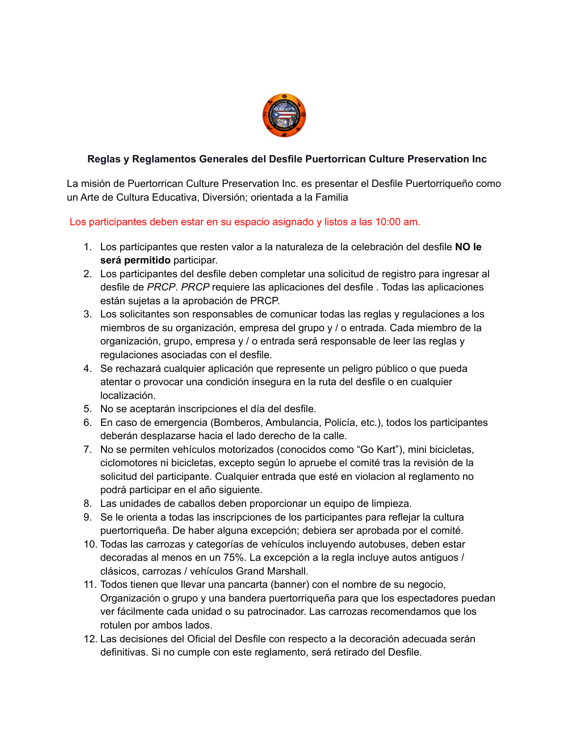**Reglas y Reglamentos Generales del Desfile Puertorrican Culture Preservation Inc**

La misión de Puertorrican Culture Preservation Inc. es presentar el Desfile Puertorriqueño como un Arte de Cultura Educativa, Diversión; orientada a la Familia

Los participantes deben estar en su espacio asignado y listos a las 10:00 am.

1. Los participantes que resten valor a la naturaleza de la celebración del desfile **NO le será permitido** participar.
2. Los participantes del desfile deben completar una solicitud de registro para ingresar al desfile de *PRCP*. *PRCP* requiere las aplicaciones del desfile . Todas las aplicaciones están sujetas a la aprobación de PRCP.
3. Los solicitantes son responsables de comunicar todas las reglas y regulaciones a los miembros de su organización, empresa del grupo y / o entrada. Cada miembro de la organización, grupo, empresa y / o entrada será responsable de leer las reglas y regulaciones asociadas con el desfile.
4. Se rechazará cualquier aplicación que represente un peligro público o que pueda atentar o provocar una condición insegura en la ruta del desfile o en cualquier localización.
5. No se aceptarán inscripciones el día del desfile.
6. En caso de emergencia (Bomberos, Ambulancia, Policía, etc.), todos los participantes deberán desplazarse hacia el lado derecho de la calle.
7. No se permiten vehículos motorizados (conocidos como "Go Kart"), mini bicicletas, ciclomotores ni bicicletas, excepto según lo apruebe el comité tras la revisión de la solicitud del participante. Cualquier entrada que esté en violacion al reglamento no podrá participar en el año siguiente.
8. Las unidades de caballos deben proporcionar un equipo de limpieza.
9. Se le orienta a todas las inscripciones de los participantes para reflejar la cultura puertorriqueña. De haber alguna excepción; debiera ser aprobada por el comité.
10. Todas las carrozas y categorías de vehículos incluyendo autobuses, deben estar decoradas al menos en un 75%. La excepción a la regla incluye autos antiguos / clásicos, carrozas / vehículos Grand Marshall.
11. Todos tienen que llevar una pancarta (banner) con el nombre de su negocio, Organización o grupo y una bandera puertorriqueña para que los espectadores puedan ver fácilmente cada unidad o su patrocinador. Las carrozas recomendamos que los rotulen por ambos lados.
12. Las decisiones del Oficial del Desfile con respecto a la decoración adecuada serán definitivas. Si no cumple con este reglamento, será retirado del Desfile.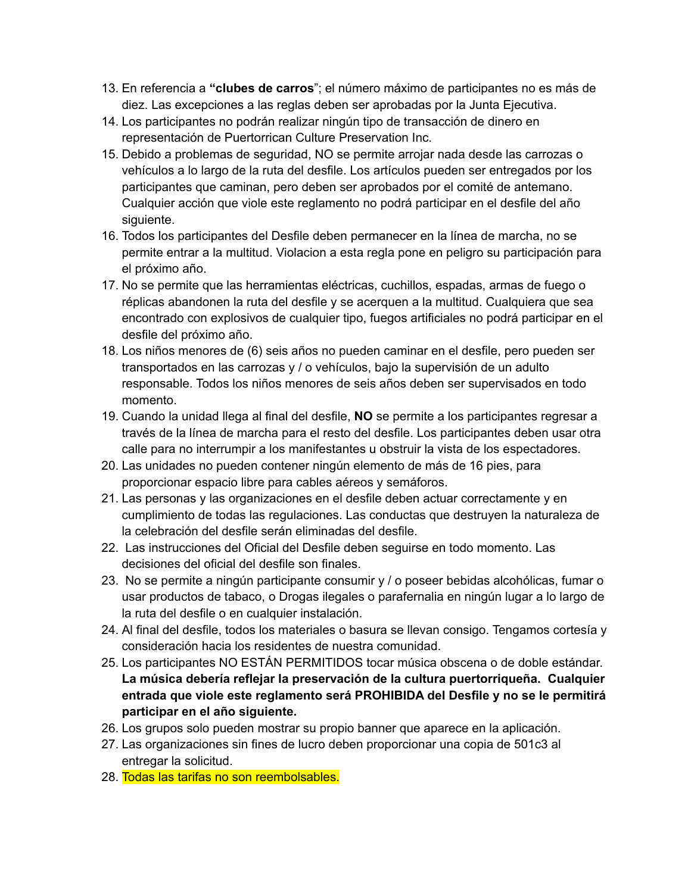13. En referencia a **"clubes de carros"**; el número máximo de participantes no es más de diez. Las excepciones a las reglas deben ser aprobadas por la Junta Ejecutiva.
14. Los participantes no podrán realizar ningún tipo de transacción de dinero en representación de Puertorrican Culture Preservation Inc.
15. Debido a problemas de seguridad, NO se permite arrojar nada desde las carrozas o vehículos a lo largo de la ruta del desfile. Los artículos pueden ser entregados por los participantes que caminan, pero deben ser aprobados por el comité de antemano. Cualquier acción que viole este reglamento no podrá participar en el desfile del año siguiente.
16. Todos los participantes del Desfile deben permanecer en la línea de marcha, no se permite entrar a la multitud. Violacion a esta regla pone en peligro su participación para el próximo año.
17. No se permite que las herramientas eléctricas, cuchillos, espadas, armas de fuego o réplicas abandonen la ruta del desfile y se acerquen a la multitud. Cualquiera que sea encontrado con explosivos de cualquier tipo, fuegos artificiales no podrá participar en el desfile del próximo año.
18. Los niños menores de (6) seis años no pueden caminar en el desfile, pero pueden ser transportados en las carrozas y / o vehículos, bajo la supervisión de un adulto responsable. Todos los niños menores de seis años deben ser supervisados en todo momento.
19. Cuando la unidad llega al final del desfile, **NO** se permite a los participantes regresar a través de la línea de marcha para el resto del desfile. Los participantes deben usar otra calle para no interrumpir a los manifestantes u obstruir la vista de los espectadores.
20. Las unidades no pueden contener ningún elemento de más de 16 pies, para proporcionar espacio libre para cables aéreos y semáforos.
21. Las personas y las organizaciones en el desfile deben actuar correctamente y en cumplimiento de todas las regulaciones. Las conductas que destruyen la naturaleza de la celebración del desfile serán eliminadas del desfile.
22. Las instrucciones del Oficial del Desfile deben seguirse en todo momento. Las decisiones del oficial del desfile son finales.
23. No se permite a ningún participante consumir y / o poseer bebidas alcohólicas, fumar o usar productos de tabaco, o Drogas ilegales o parafernalia en ningún lugar a lo largo de la ruta del desfile o en cualquier instalación.
24. Al final del desfile, todos los materiales o basura se llevan consigo. Tengamos cortesía y consideración hacia los residentes de nuestra comunidad.
25. Los participantes NO ESTÁN PERMITIDOS tocar música obscena o de doble estándar. **La música debería reflejar la preservación de la cultura puertorriqueña. Cualquier entrada que viole este reglamento será PROHIBIDA del Desfile y no se le permitirá participar en el año siguiente.**
26. Los grupos solo pueden mostrar su propio banner que aparece en la aplicación.
27. Las organizaciones sin fines de lucro deben proporcionar una copia de 501c3 al entregar la solicitud.
28. Todas las tarifas no son reembolsables.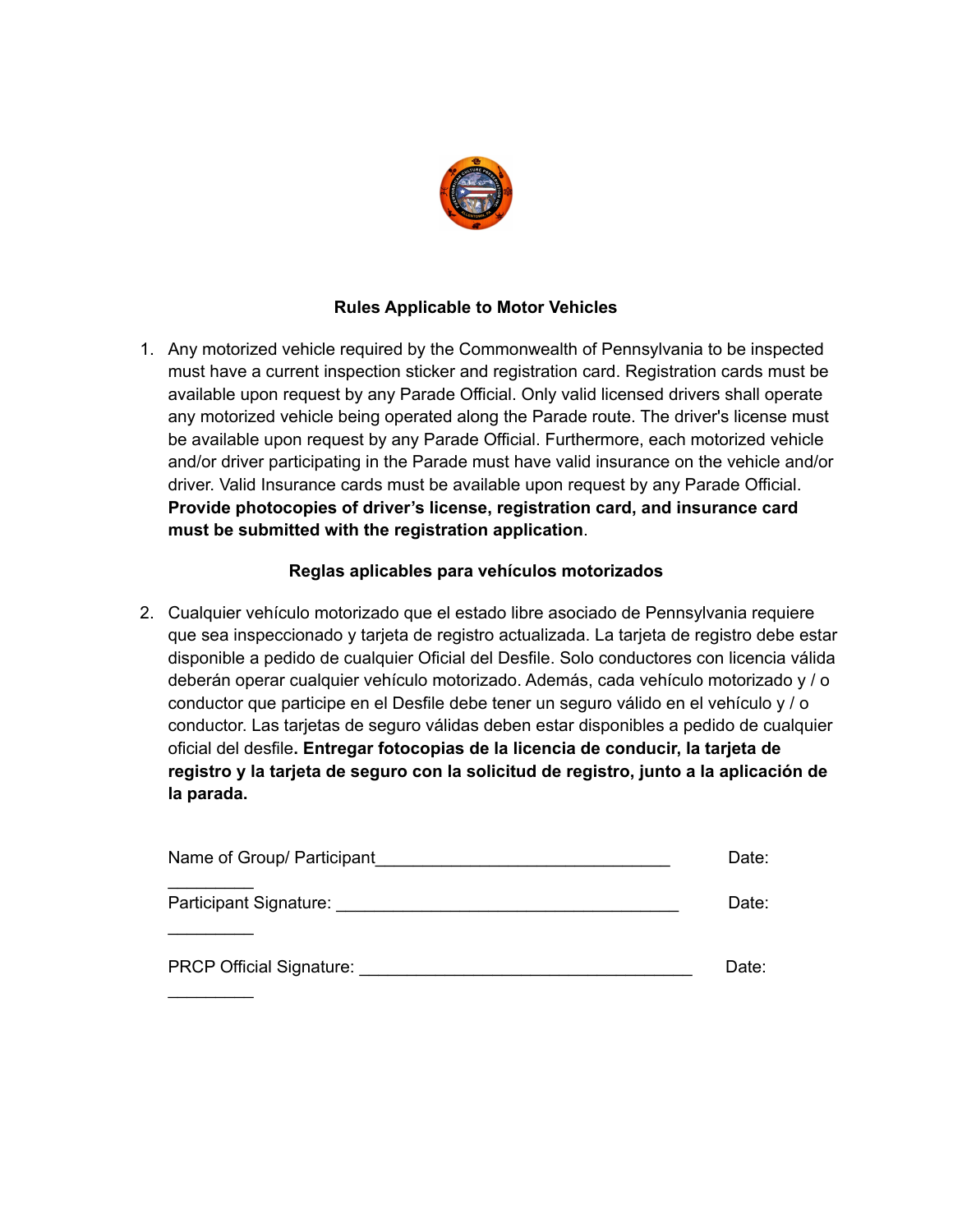**Rules Applicable to Motor Vehicles**

1. Any motorized vehicle required by the Commonwealth of Pennsylvania to be inspected must have a current inspection sticker and registration card. Registration cards must be available upon request by any Parade Official. Only valid licensed drivers shall operate any motorized vehicle being operated along the Parade route. The driver's license must be available upon request by any Parade Official. Furthermore, each motorized vehicle and/or driver participating in the Parade must have valid insurance on the vehicle and/or driver. Valid Insurance cards must be available upon request by any Parade Official. **Provide photocopies of driver's license, registration card, and insurance card must be submitted with the registration application**.

**Reglas aplicables para vehículos motorizados**

2. Cualquier vehículo motorizado que el estado libre asociado de Pennsylvania requiere que sea inspeccionado y tarjeta de registro actualizada. La tarjeta de registro debe estar disponible a pedido de cualquier Oficial del Desfile. Solo conductores con licencia válida deberán operar cualquier vehículo motorizado. Además, cada vehículo motorizado y / o conductor que participe en el Desfile debe tener un seguro válido en el vehículo y / o conductor. Las tarjetas de seguro válidas deben estar disponibles a pedido de cualquier oficial del desfile**. Entregar fotocopias de la licencia de conducir, la tarjeta de registro y la tarjeta de seguro con la solicitud de registro, junto a la aplicación de la parada.**

Name of Group/ Participant______________________________ Date: _________

Participant Signature: ___________________________________ Date: _________

PRCP Official Signature: ________________________________ Date: _________